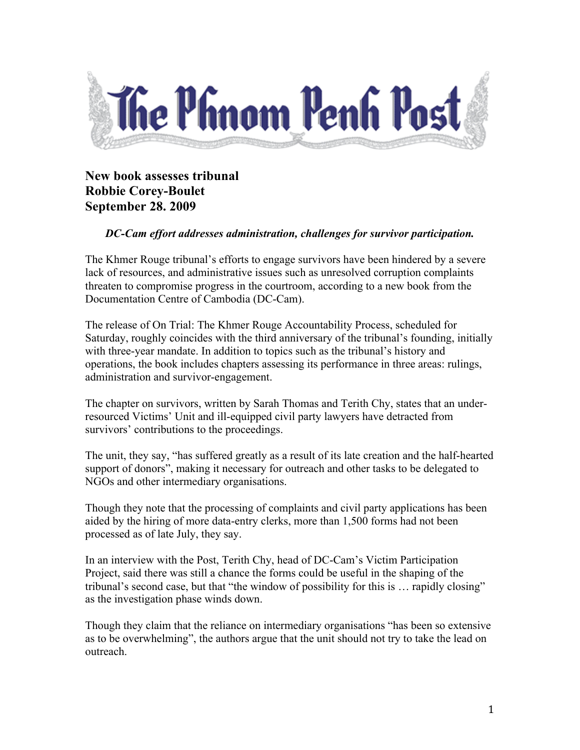# The Phnom Penh Post

**New book assesses tribunal**
**Robbie Corey-Boulet**
**September 28. 2009**

***DC-Cam effort addresses administration, challenges for survivor participation.***

The Khmer Rouge tribunal's efforts to engage survivors have been hindered by a severe lack of resources, and administrative issues such as unresolved corruption complaints threaten to compromise progress in the courtroom, according to a new book from the Documentation Centre of Cambodia (DC-Cam).

The release of On Trial: The Khmer Rouge Accountability Process, scheduled for Saturday, roughly coincides with the third anniversary of the tribunal's founding, initially with three-year mandate. In addition to topics such as the tribunal's history and operations, the book includes chapters assessing its performance in three areas: rulings, administration and survivor-engagement.

The chapter on survivors, written by Sarah Thomas and Terith Chy, states that an under-resourced Victims' Unit and ill-equipped civil party lawyers have detracted from survivors' contributions to the proceedings.

The unit, they say, "has suffered greatly as a result of its late creation and the half-hearted support of donors", making it necessary for outreach and other tasks to be delegated to NGOs and other intermediary organisations.

Though they note that the processing of complaints and civil party applications has been aided by the hiring of more data-entry clerks, more than 1,500 forms had not been processed as of late July, they say.

In an interview with the Post, Terith Chy, head of DC-Cam's Victim Participation Project, said there was still a chance the forms could be useful in the shaping of the tribunal's second case, but that "the window of possibility for this is … rapidly closing" as the investigation phase winds down.

Though they claim that the reliance on intermediary organisations "has been so extensive as to be overwhelming", the authors argue that the unit should not try to take the lead on outreach.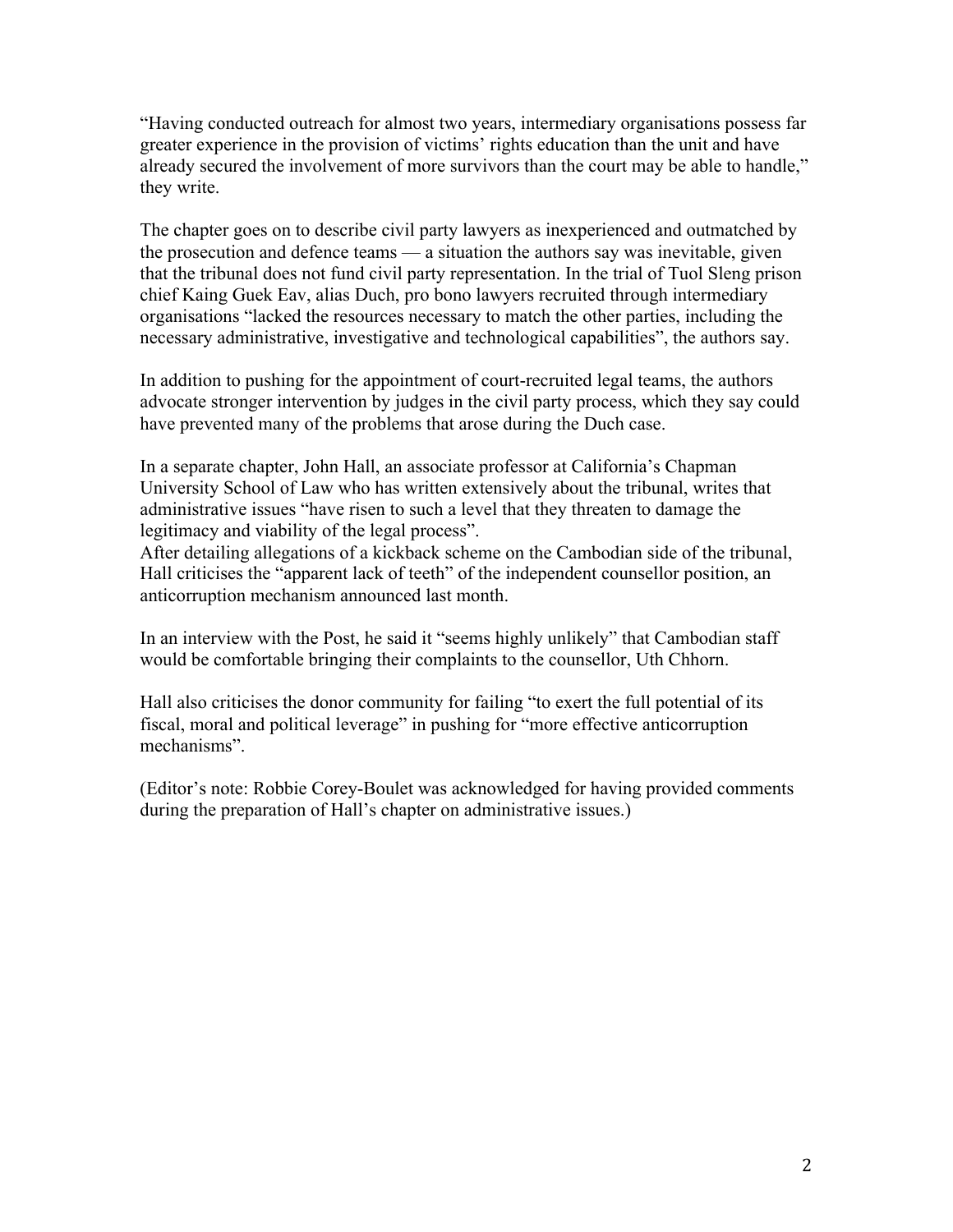"Having conducted outreach for almost two years, intermediary organisations possess far greater experience in the provision of victims' rights education than the unit and have already secured the involvement of more survivors than the court may be able to handle," they write.

The chapter goes on to describe civil party lawyers as inexperienced and outmatched by the prosecution and defence teams — a situation the authors say was inevitable, given that the tribunal does not fund civil party representation. In the trial of Tuol Sleng prison chief Kaing Guek Eav, alias Duch, pro bono lawyers recruited through intermediary organisations "lacked the resources necessary to match the other parties, including the necessary administrative, investigative and technological capabilities", the authors say.

In addition to pushing for the appointment of court-recruited legal teams, the authors advocate stronger intervention by judges in the civil party process, which they say could have prevented many of the problems that arose during the Duch case.

In a separate chapter, John Hall, an associate professor at California's Chapman University School of Law who has written extensively about the tribunal, writes that administrative issues "have risen to such a level that they threaten to damage the legitimacy and viability of the legal process".
After detailing allegations of a kickback scheme on the Cambodian side of the tribunal, Hall criticises the "apparent lack of teeth" of the independent counsellor position, an anticorruption mechanism announced last month.

In an interview with the Post, he said it "seems highly unlikely" that Cambodian staff would be comfortable bringing their complaints to the counsellor, Uth Chhorn.

Hall also criticises the donor community for failing "to exert the full potential of its fiscal, moral and political leverage" in pushing for "more effective anticorruption mechanisms".

(Editor's note: Robbie Corey-Boulet was acknowledged for having provided comments during the preparation of Hall's chapter on administrative issues.)